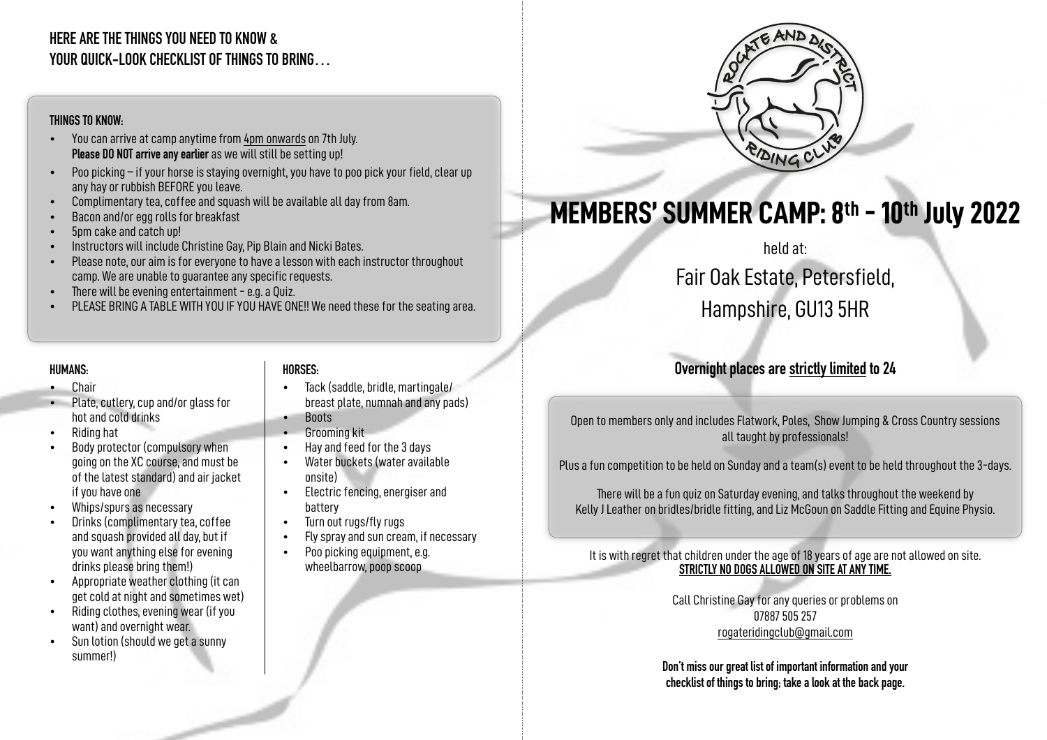## HERE ARE THE THINGS YOU NEED TO KNOW & YOUR QUICK-LOOK CHECKLIST OF THINGS TO BRING…

### THINGS TO KNOW:

- You can arrive at camp anytime from 4pm onwards on 7th July. **Please DO NOT arrive any earlier** as we will still be setting up!
- Poo picking – if your horse is staying overnight, you have to poo pick your field, clear up any hay or rubbish BEFORE you leave.
- Complimentary tea, coffee and squash will be available all day from 8am.
- Bacon and/or egg rolls for breakfast
- 5pm cake and catch up!
- Instructors will include Christine Gay, Pip Blain and Nicki Bates.
- Please note, our aim is for everyone to have a lesson with each instructor throughout camp. We are unable to guarantee any specific requests.
- There will be evening entertainment - e.g. a Quiz.
- PLEASE BRING A TABLE WITH YOU IF YOU HAVE ONE!! We need these for the seating area.

### HUMANS:

- Chair
- Plate, cutlery, cup and/or glass for hot and cold drinks
- Riding hat
- Body protector (compulsory when going on the XC course, and must be of the latest standard) and air jacket if you have one
- Whips/spurs as necessary
- Drinks (complimentary tea, coffee and squash provided all day, but if you want anything else for evening drinks please bring them!)
- Appropriate weather clothing (it can get cold at night and sometimes wet)
- Riding clothes, evening wear (if you want) and overnight wear.
- Sun lotion (should we get a sunny summer!)

### HORSES:

- Tack (saddle, bridle, martingale/ breast plate, numnah and any pads)
- Boots
- Grooming kit
- Hay and feed for the 3 days
- Water buckets (water available onsite)
- Electric fencing, energiser and battery
- Turn out rugs/fly rugs
- Fly spray and sun cream, if necessary
- Poo picking equipment, e.g. wheelbarrow, poop scoop

ROGATE AND DISTRICT RIDING CLUB

# MEMBERS' SUMMER CAMP: 8th - 10th July 2022

held at:

Fair Oak Estate, Petersfield, Hampshire, GU13 5HR

**Overnight places are strictly limited to 24**

Open to members only and includes Flatwork, Poles, Show Jumping & Cross Country sessions all taught by professionals!

Plus a fun competition to be held on Sunday and a team(s) event to be held throughout the 3-days.

There will be a fun quiz on Saturday evening, and talks throughout the weekend by Kelly J Leather on bridles/bridle fitting, and Liz McGoun on Saddle Fitting and Equine Physio.

It is with regret that children under the age of 18 years of age are not allowed on site.
**STRICTLY NO DOGS ALLOWED ON SITE AT ANY TIME.**

Call Christine Gay for any queries or problems on
07887 505 257
rogateridingclub@gmail.com

**Don't miss our great list of important information and your checklist of things to bring; take a look at the back page.**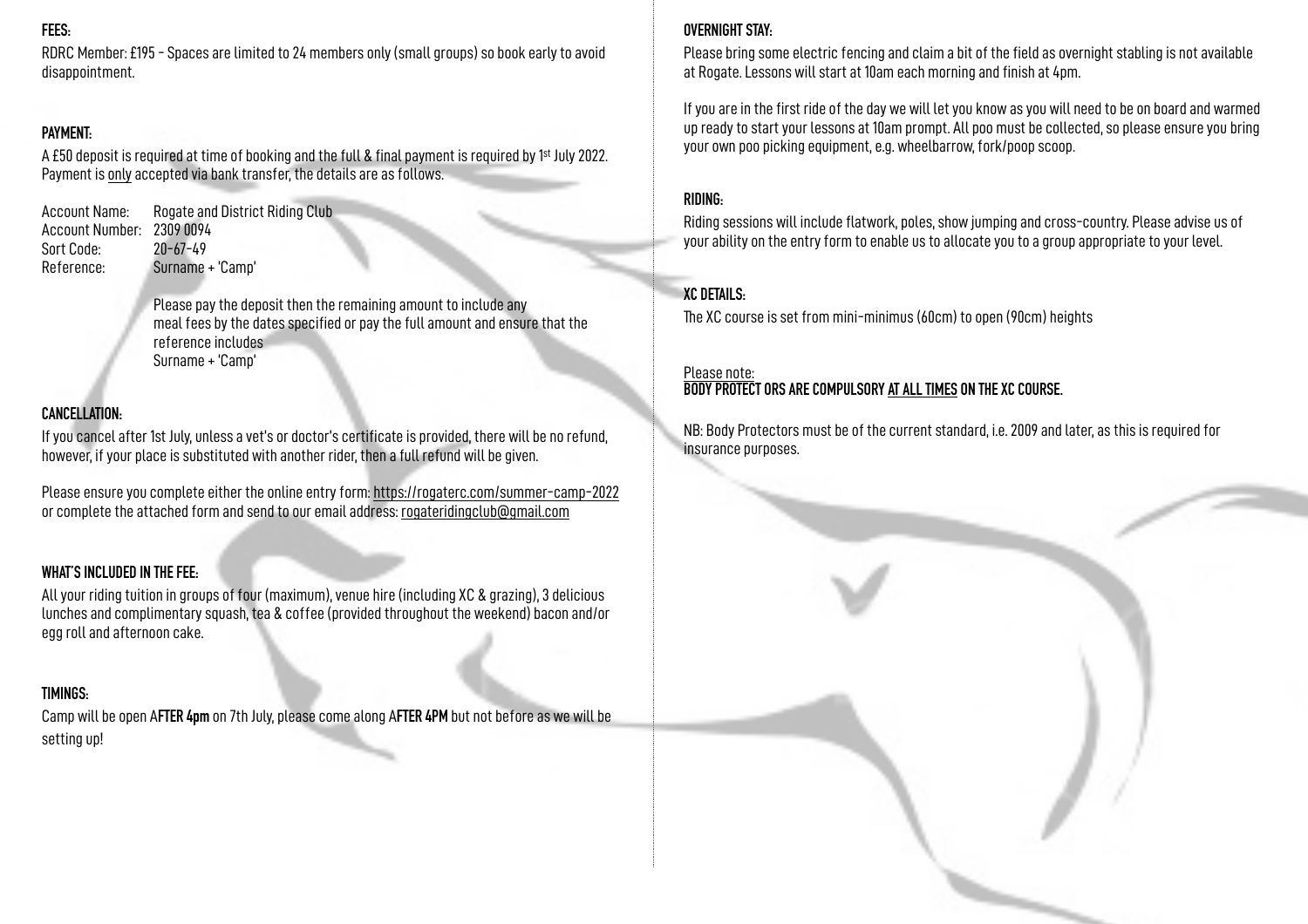**FEES:**

RDRC Member: £195 - Spaces are limited to 24 members only (small groups) so book early to avoid disappointment.

**PAYMENT:**

A £50 deposit is required at time of booking and the full & final payment is required by 1st July 2022. Payment is only accepted via bank transfer, the details are as follows.

Account Name: Rogate and District Riding Club
Account Number: 2309 0094
Sort Code: 20-67-49
Reference: Surname + 'Camp'

Please pay the deposit then the remaining amount to include any meal fees by the dates specified or pay the full amount and ensure that the reference includes Surname + 'Camp'

**CANCELLATION:**

If you cancel after 1st July, unless a vet's or doctor's certificate is provided, there will be no refund, however, if your place is substituted with another rider, then a full refund will be given.

Please ensure you complete either the online entry form: https://rogaterc.com/summer-camp-2022 or complete the attached form and send to our email address: rogateridingclub@gmail.com

**WHAT'S INCLUDED IN THE FEE:**

All your riding tuition in groups of four (maximum), venue hire (including XC & grazing), 3 delicious lunches and complimentary squash, tea & coffee (provided throughout the weekend) bacon and/or egg roll and afternoon cake.

**TIMINGS:**

Camp will be open A**FTER 4pm** on 7th July, please come along A**FTER 4PM** but not before as we will be setting up!

**OVERNIGHT STAY:**

Please bring some electric fencing and claim a bit of the field as overnight stabling is not available at Rogate. Lessons will start at 10am each morning and finish at 4pm.

If you are in the first ride of the day we will let you know as you will need to be on board and warmed up ready to start your lessons at 10am prompt. All poo must be collected, so please ensure you bring your own poo picking equipment, e.g. wheelbarrow, fork/poop scoop.

**RIDING:**

Riding sessions will include flatwork, poles, show jumping and cross-country. Please advise us of your ability on the entry form to enable us to allocate you to a group appropriate to your level.

**XC DETAILS:**

The XC course is set from mini-minimus (60cm) to open (90cm) heights

Please note:
**BODY PROTECT ORS ARE COMPULSORY AT ALL TIMES ON THE XC COURSE.**

NB: Body Protectors must be of the current standard, i.e. 2009 and later, as this is required for insurance purposes.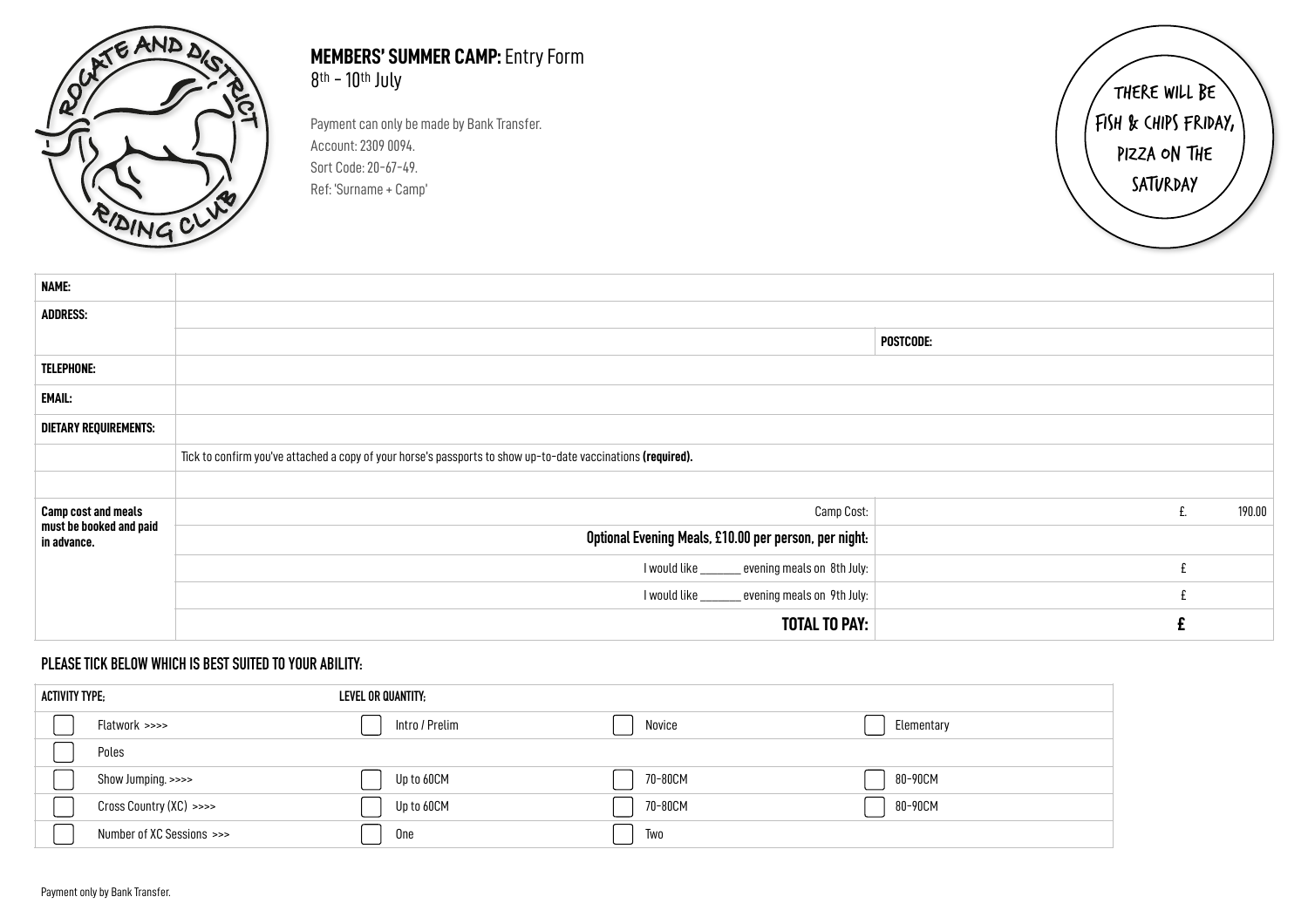# MEMBERS' SUMMER CAMP: Entry Form

8th – 10th July

Payment can only be made by Bank Transfer.
Account: 2309 0094.
Sort Code: 20-67-49.
Ref: 'Surname + Camp'

THERE WILL BE FISH & CHIPS FRIDAY, PIZZA ON THE SATURDAY

| | | |
|---|---|---|
| **NAME:** | | |
| **ADDRESS:** | | |
| | | **POSTCODE:** |
| **TELEPHONE:** | | |
| **EMAIL:** | | |
| **DIETARY REQUIREMENTS:** | | |
| | Tick to confirm you've attached a copy of your horse's passports to show up-to-date vaccinations **(required).** | |
| | | |
| **Camp cost and meals must be booked and paid in advance.** | Camp Cost: | £. 190.00 |
| | **Optional Evening Meals, £10.00 per person, per night:** | |
| | I would like _______ evening meals on 8th July: | £ |
| | I would like _______ evening meals on 9th July: | £ |
| | **TOTAL TO PAY:** | **£** |

## PLEASE TICK BELOW WHICH IS BEST SUITED TO YOUR ABILITY:

| ACTIVITY TYPE; | LEVEL OR QUANTITY; | | |
|---|---|---|---|
| ☐ Flatwork >>>> | ☐ Intro / Prelim | ☐ Novice | ☐ Elementary |
| ☐ Poles | | | |
| ☐ Show Jumping. >>>> | ☐ Up to 60CM | ☐ 70-80CM | ☐ 80-90CM |
| ☐ Cross Country (XC) >>>> | ☐ Up to 60CM | ☐ 70-80CM | ☐ 80-90CM |
| ☐ Number of XC Sessions >>> | ☐ One | ☐ Two | |

Payment only by Bank Transfer.